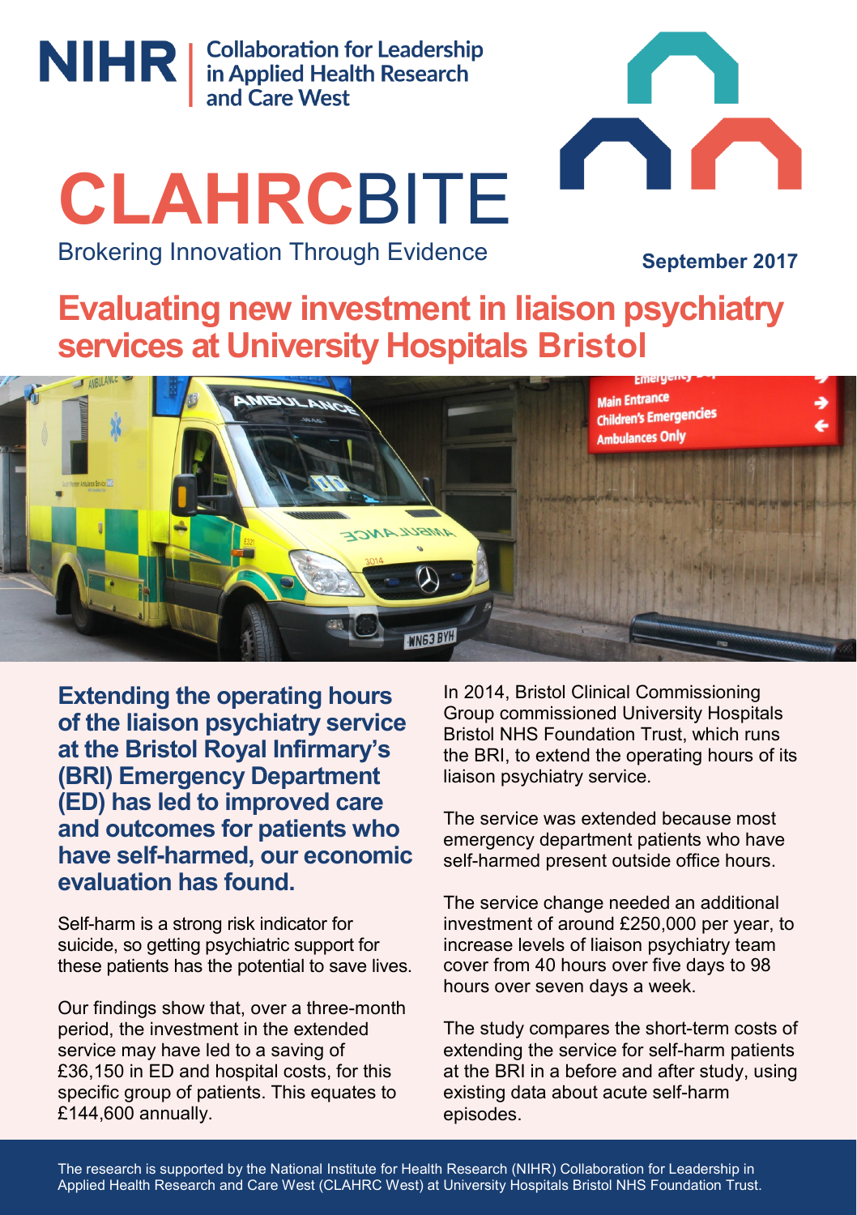NIHR | Collaboration for Leadership in Applied Health Research and Care West

# CLAHRCBITE

Brokering Innovation Through Evidence

**September 2017**

## Evaluating new investment in liaison psychiatry services at University Hospitals Bristol

**Extending the operating hours of the liaison psychiatry service at the Bristol Royal Infirmary's (BRI) Emergency Department (ED) has led to improved care and outcomes for patients who have self-harmed, our economic evaluation has found.**

Self-harm is a strong risk indicator for suicide, so getting psychiatric support for these patients has the potential to save lives.

Our findings show that, over a three-month period, the investment in the extended service may have led to a saving of £36,150 in ED and hospital costs, for this specific group of patients. This equates to £144,600 annually.

In 2014, Bristol Clinical Commissioning Group commissioned University Hospitals Bristol NHS Foundation Trust, which runs the BRI, to extend the operating hours of its liaison psychiatry service.

The service was extended because most emergency department patients who have self-harmed present outside office hours.

The service change needed an additional investment of around £250,000 per year, to increase levels of liaison psychiatry team cover from 40 hours over five days to 98 hours over seven days a week.

The study compares the short-term costs of extending the service for self-harm patients at the BRI in a before and after study, using existing data about acute self-harm episodes.

The research is supported by the National Institute for Health Research (NIHR) Collaboration for Leadership in Applied Health Research and Care West (CLAHRC West) at University Hospitals Bristol NHS Foundation Trust.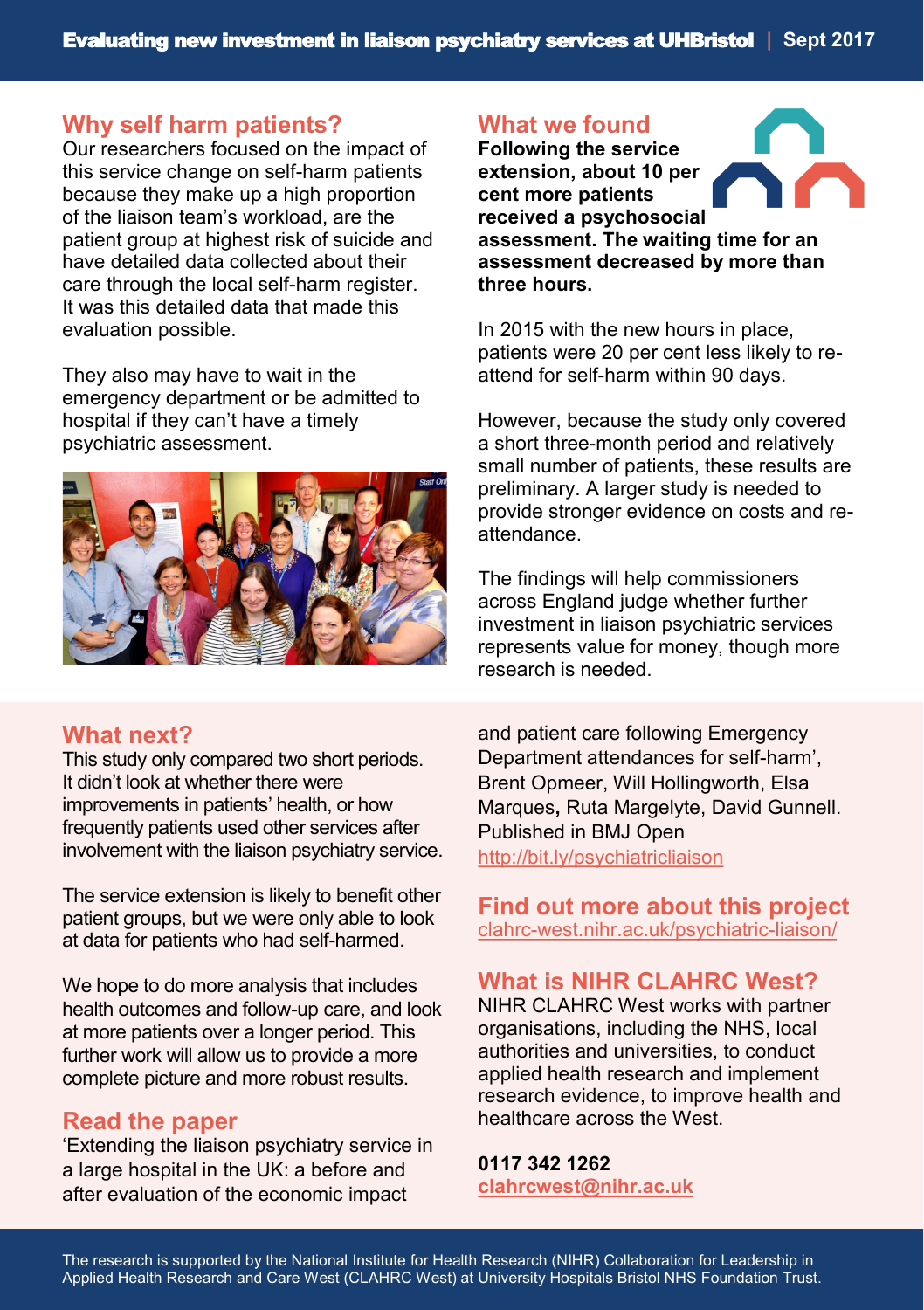## Why self harm patients?

Our researchers focused on the impact of this service change on self-harm patients because they make up a high proportion of the liaison team's workload, are the patient group at highest risk of suicide and have detailed data collected about their care through the local self-harm register. It was this detailed data that made this evaluation possible.

They also may have to wait in the emergency department or be admitted to hospital if they can't have a timely psychiatric assessment.

## What we found

**Following the service extension, about 10 per cent more patients received a psychosocial assessment. The waiting time for an assessment decreased by more than three hours.**

In 2015 with the new hours in place, patients were 20 per cent less likely to re-attend for self-harm within 90 days.

However, because the study only covered a short three-month period and relatively small number of patients, these results are preliminary. A larger study is needed to provide stronger evidence on costs and re-attendance.

The findings will help commissioners across England judge whether further investment in liaison psychiatric services represents value for money, though more research is needed.

## What next?

This study only compared two short periods. It didn't look at whether there were improvements in patients' health, or how frequently patients used other services after involvement with the liaison psychiatry service.

The service extension is likely to benefit other patient groups, but we were only able to look at data for patients who had self-harmed.

We hope to do more analysis that includes health outcomes and follow-up care, and look at more patients over a longer period. This further work will allow us to provide a more complete picture and more robust results.

## Read the paper

'Extending the liaison psychiatry service in a large hospital in the UK: a before and after evaluation of the economic impact and patient care following Emergency Department attendances for self-harm', Brent Opmeer, Will Hollingworth, Elsa Marques, Ruta Margelyte, David Gunnell. Published in BMJ Open

http://bit.ly/psychiatricliaison

## Find out more about this project

clahrc-west.nihr.ac.uk/psychiatric-liaison/

## What is NIHR CLAHRC West?

NIHR CLAHRC West works with partner organisations, including the NHS, local authorities and universities, to conduct applied health research and implement research evidence, to improve health and healthcare across the West.

**0117 342 1262**
**clahrcwest@nihr.ac.uk**

The research is supported by the National Institute for Health Research (NIHR) Collaboration for Leadership in Applied Health Research and Care West (CLAHRC West) at University Hospitals Bristol NHS Foundation Trust.